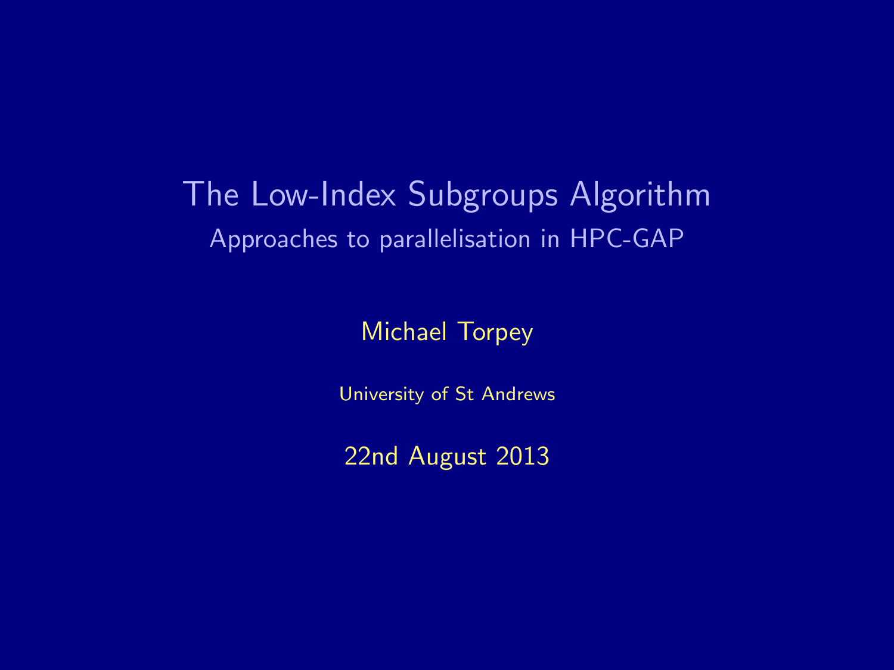# The Low-Index Subgroups Algorithm

## Approaches to parallelisation in HPC-GAP

Michael Torpey

University of St Andrews

22nd August 2013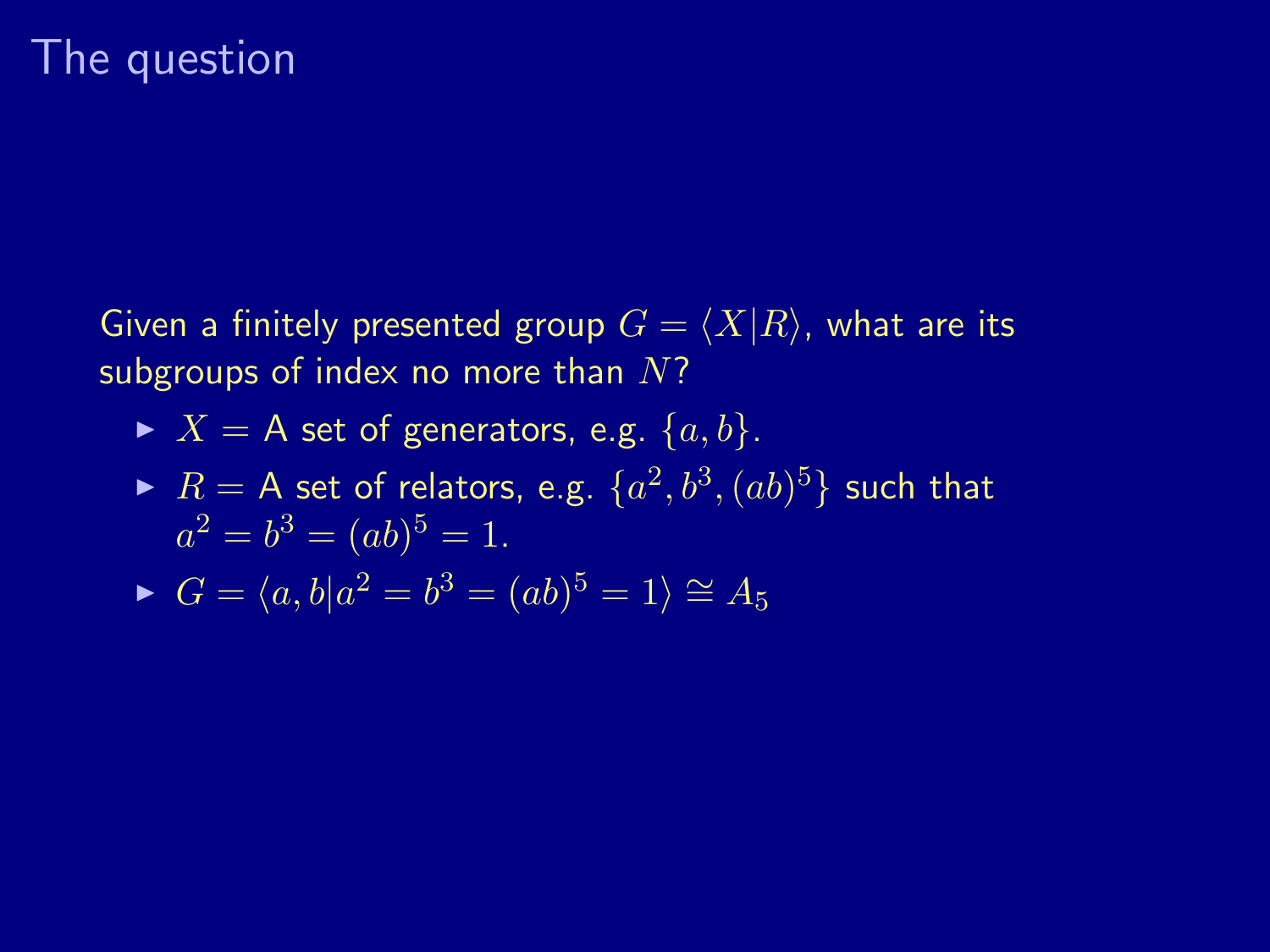# The question

Given a finitely presented group $G = \langle X | R \rangle$, what are its subgroups of index no more than $N$?

- $X =$ A set of generators, e.g. $\{a, b\}$.
- $R =$ A set of relators, e.g. $\{a^2, b^3, (ab)^5\}$ such that $a^2 = b^3 = (ab)^5 = 1$.
- $G = \langle a, b | a^2 = b^3 = (ab)^5 = 1 \rangle \cong A_5$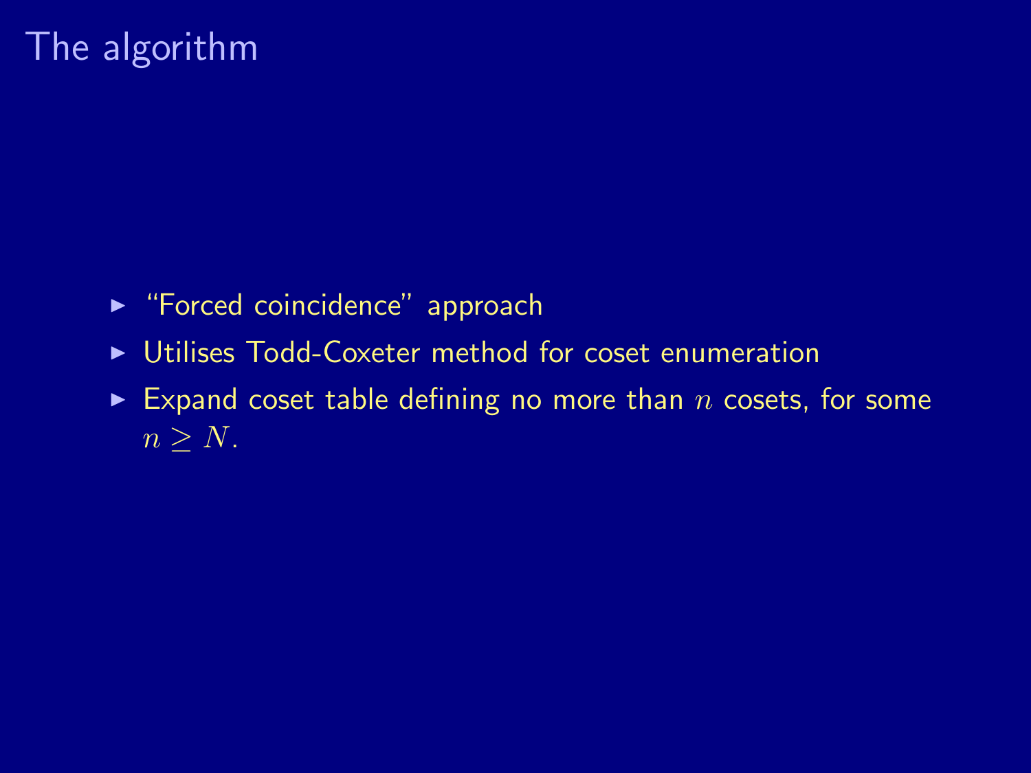# The algorithm

- "Forced coincidence" approach
- Utilises Todd-Coxeter method for coset enumeration
- Expand coset table defining no more than $n$ cosets, for some $n \geq N$.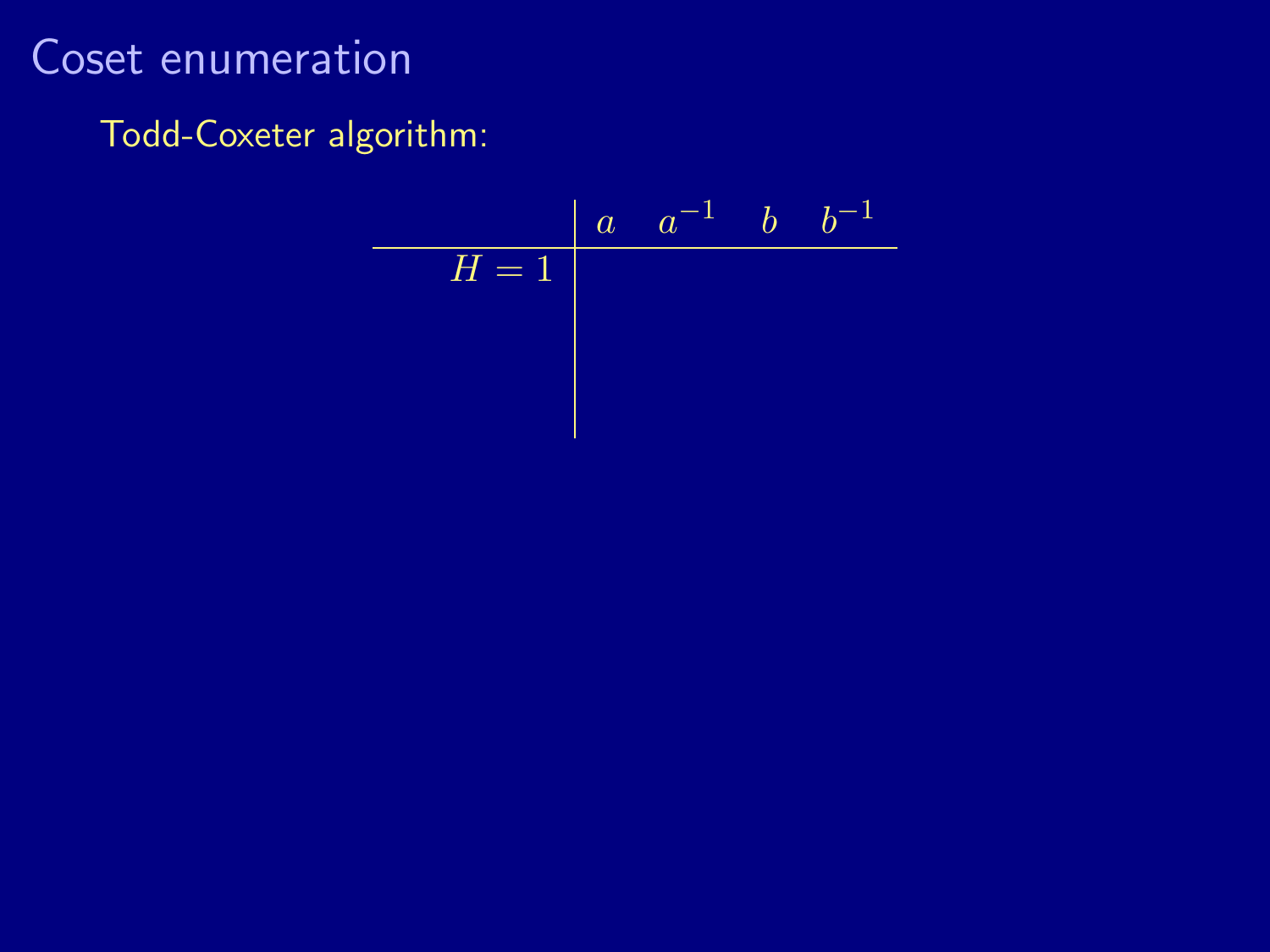# Coset enumeration

Todd-Coxeter algorithm:

| | $a$ | $a^{-1}$ | $b$ | $b^{-1}$ |
|---|---|---|---|---|
| $H = 1$ | | | | |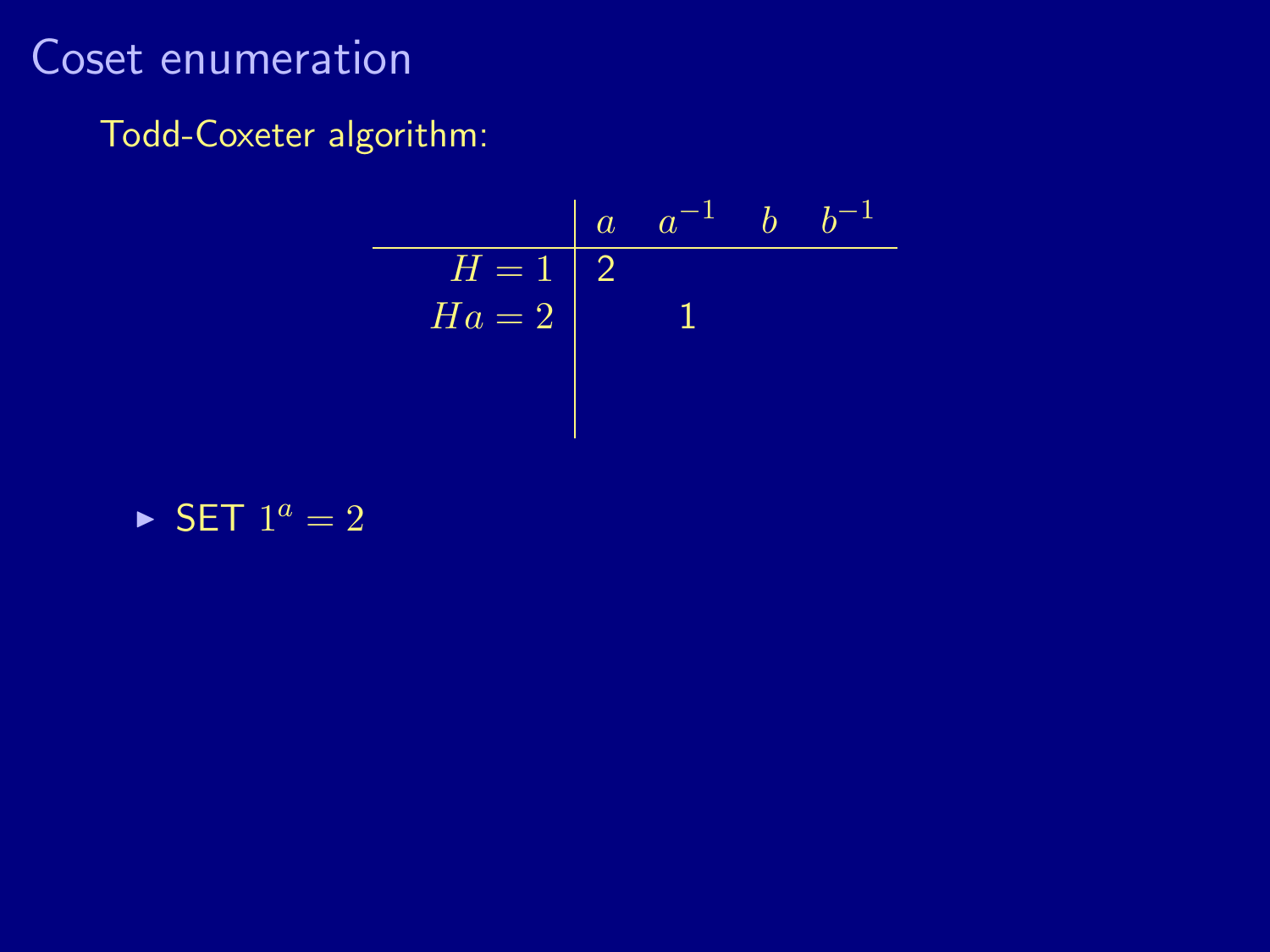# Coset enumeration

Todd-Coxeter algorithm:

| | $a$ | $a^{-1}$ | $b$ | $b^{-1}$ |
|---|---|---|---|---|
| $H = 1$ | 2 | | | |
| $Ha = 2$ | | 1 | | |

- SET $1^a = 2$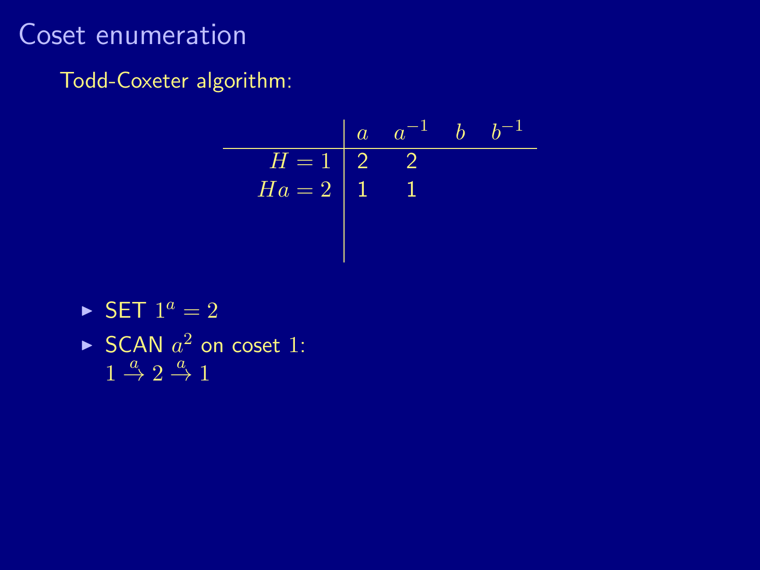# Coset enumeration

Todd-Coxeter algorithm:

| | $a$ | $a^{-1}$ | $b$ | $b^{-1}$ |
|---|---|---|---|---|
| $H = 1$ | 2 | 2 | | |
| $Ha = 2$ | 1 | 1 | | |

- SET $1^a = 2$
- SCAN $a^2$ on coset $1$:
  $1 \stackrel{a}{\to} 2 \stackrel{a}{\to} 1$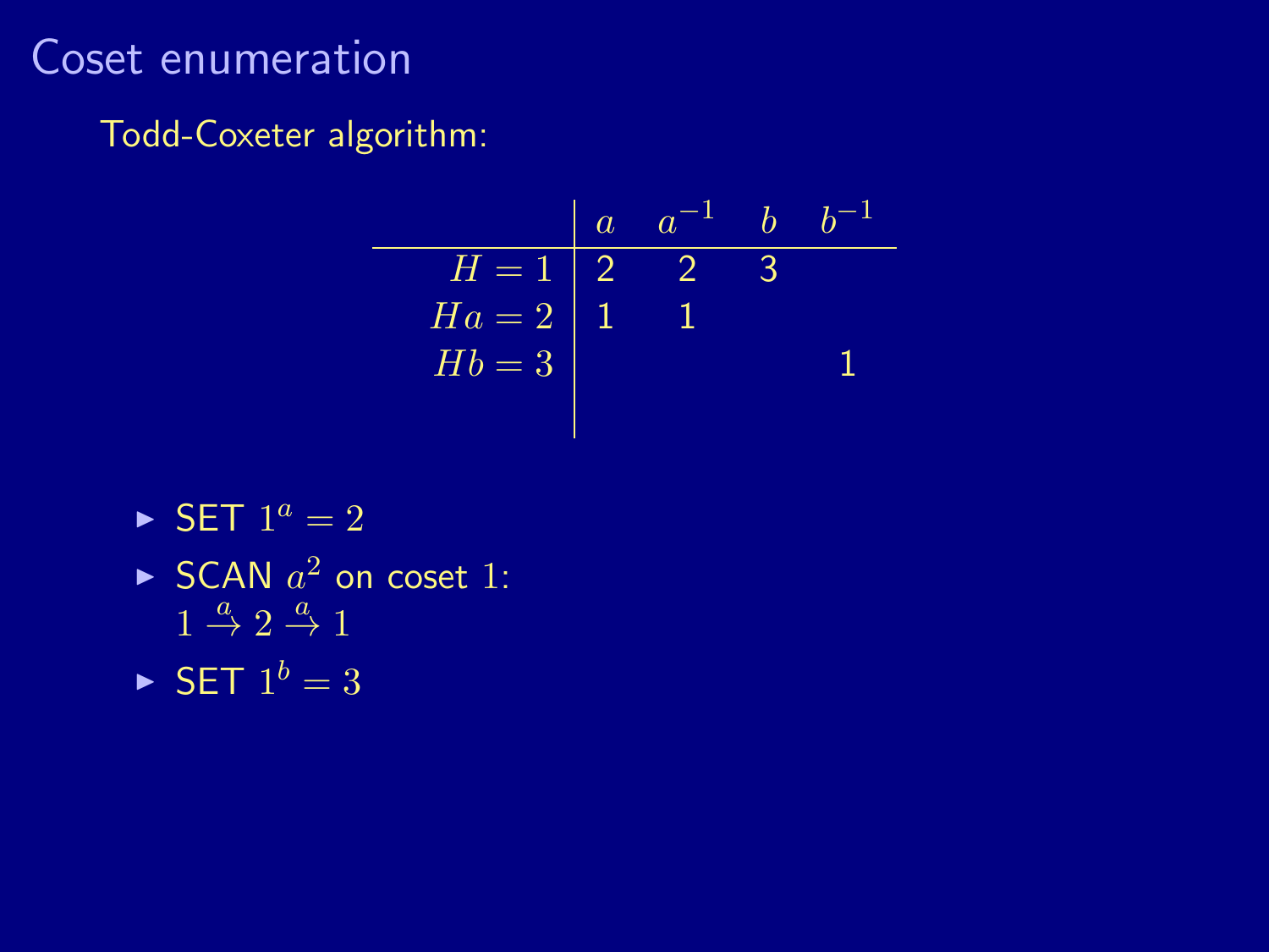# Coset enumeration

Todd-Coxeter algorithm:

| | $a$ | $a^{-1}$ | $b$ | $b^{-1}$ |
|---|---|---|---|---|
| $H = 1$ | 2 | 2 | 3 | |
| $Ha = 2$ | 1 | 1 | | |
| $Hb = 3$ | | | | 1 |

- SET $1^a = 2$
- SCAN $a^2$ on coset $1$:
  $1 \xrightarrow{a} 2 \xrightarrow{a} 1$
- SET $1^b = 3$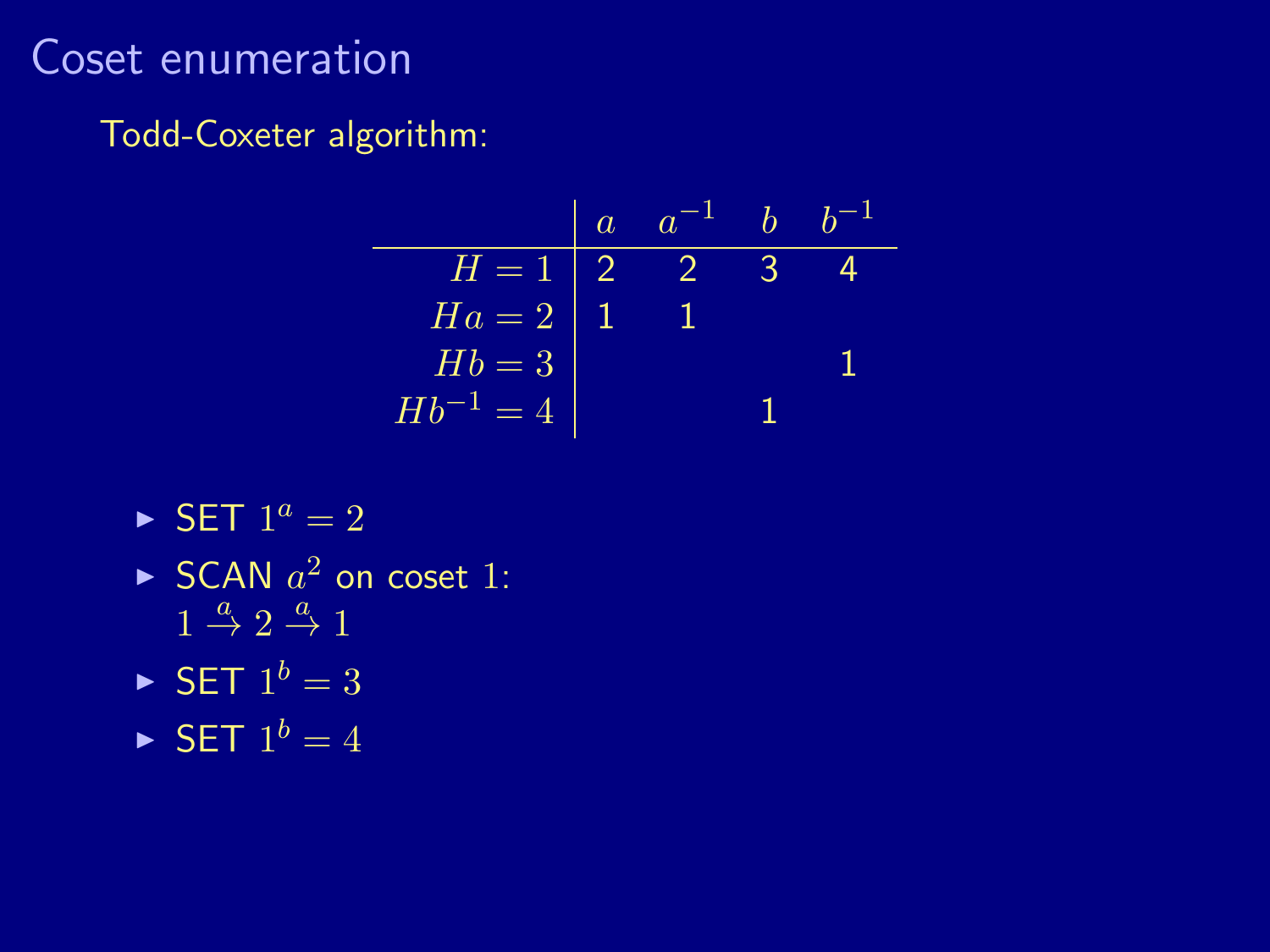## Coset enumeration

Todd-Coxeter algorithm:

| | $a$ | $a^{-1}$ | $b$ | $b^{-1}$ |
|---|---|---|---|---|
| $H = 1$ | 2 | 2 | 3 | 4 |
| $Ha = 2$ | 1 | 1 | | |
| $Hb = 3$ | | | | 1 |
| $Hb^{-1} = 4$ | | | 1 | |

- SET $1^a = 2$
- SCAN $a^2$ on coset $1$:
  $1 \xrightarrow{a} 2 \xrightarrow{a} 1$
- SET $1^b = 3$
- SET $1^b = 4$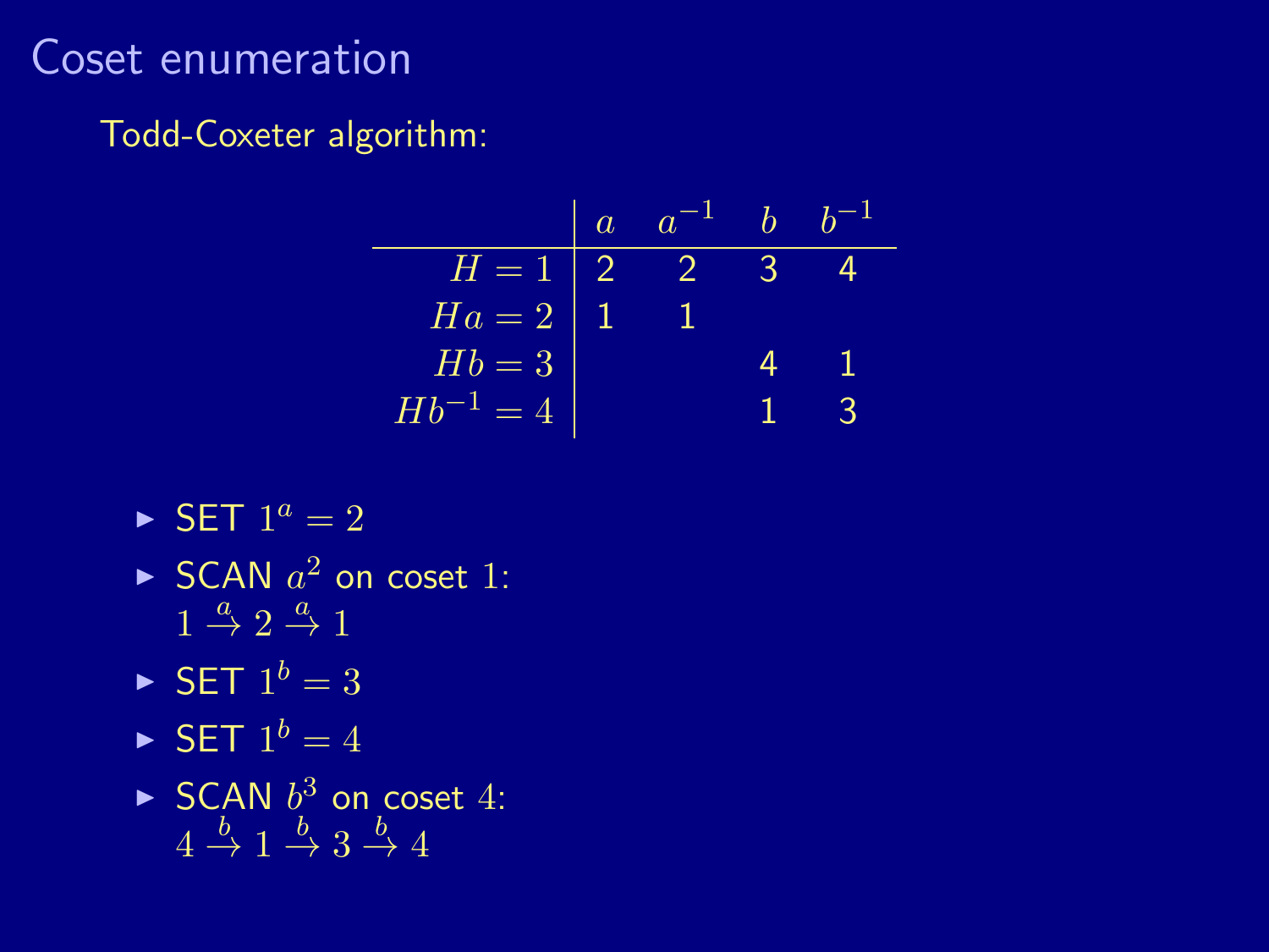# Coset enumeration

Todd-Coxeter algorithm:

| | $a$ | $a^{-1}$ | $b$ | $b^{-1}$ |
|---|---|---|---|---|
| $H = 1$ | 2 | 2 | 3 | 4 |
| $Ha = 2$ | 1 | 1 | | |
| $Hb = 3$ | | | 4 | 1 |
| $Hb^{-1} = 4$ | | | 1 | 3 |

- SET $1^a = 2$
- SCAN $a^2$ on coset $1$:
  $1 \xrightarrow{a} 2 \xrightarrow{a} 1$
- SET $1^b = 3$
- SET $1^b = 4$
- SCAN $b^3$ on coset $4$:
  $4 \xrightarrow{b} 1 \xrightarrow{b} 3 \xrightarrow{b} 4$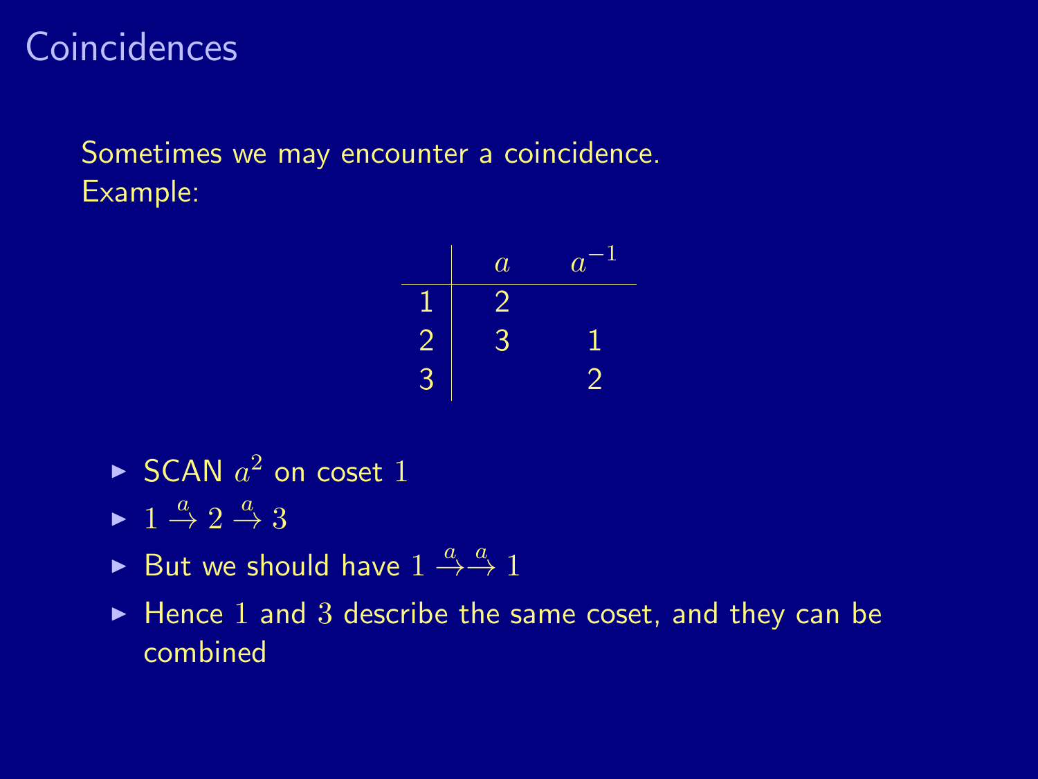# Coincidences

Sometimes we may encounter a coincidence.
Example:

| | $a$ | $a^{-1}$ |
|---|---|---|
| 1 | 2 | |
| 2 | 3 | 1 |
| 3 | | 2 |

- SCAN $a^2$ on coset $1$
- $1 \xrightarrow{a} 2 \xrightarrow{a} 3$
- But we should have $1 \xrightarrow{a}\xrightarrow{a} 1$
- Hence $1$ and $3$ describe the same coset, and they can be combined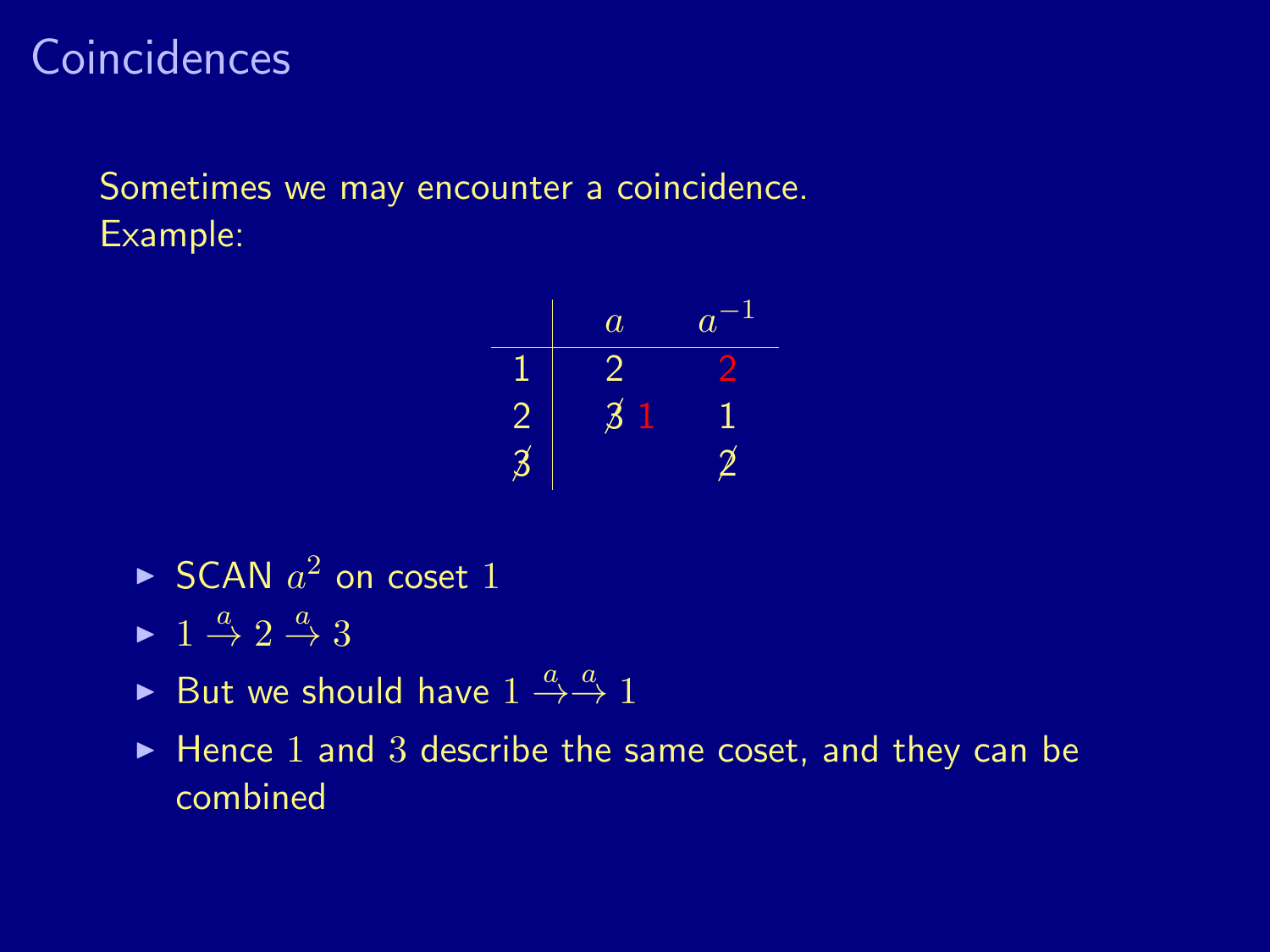# Coincidences

Sometimes we may encounter a coincidence.
Example:

|  | $a$ | $a^{-1}$ |
|---|---|---|
| 1 | 2 | 2 |
| 2 | ~~3~~ 1 | 1 |
| ~~3~~ |  | ~~2~~ |

- SCAN $a^2$ on coset $1$
- $1 \xrightarrow{a} 2 \xrightarrow{a} 3$
- But we should have $1 \xrightarrow{a}\xrightarrow{a} 1$
- Hence $1$ and $3$ describe the same coset, and they can be combined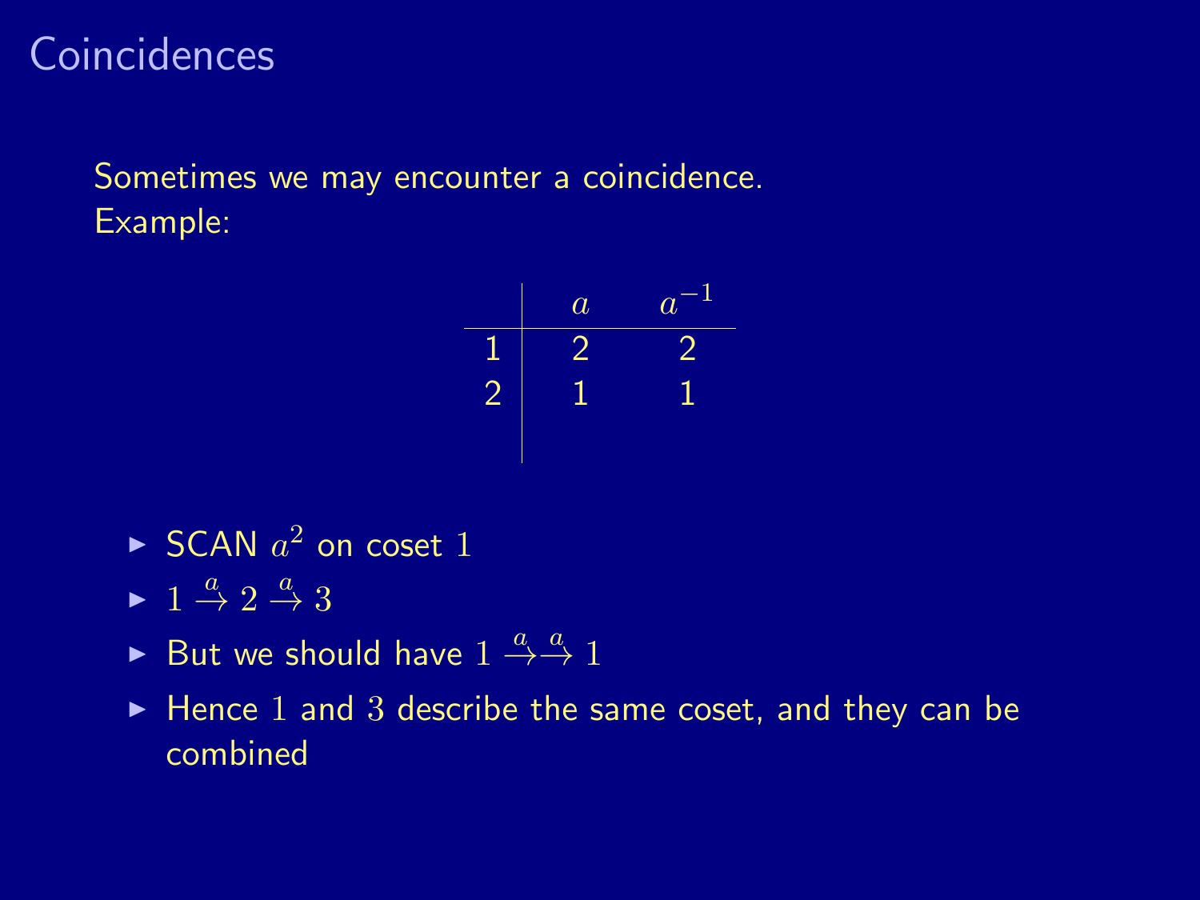# Coincidences

Sometimes we may encounter a coincidence.
Example:

|   | $a$ | $a^{-1}$ |
|---|---|---|
| 1 | 2 | 2 |
| 2 | 1 | 1 |

- SCAN $a^2$ on coset $1$
- $1 \xrightarrow{a} 2 \xrightarrow{a} 3$
- But we should have $1 \xrightarrow{a}\xrightarrow{a} 1$
- Hence $1$ and $3$ describe the same coset, and they can be combined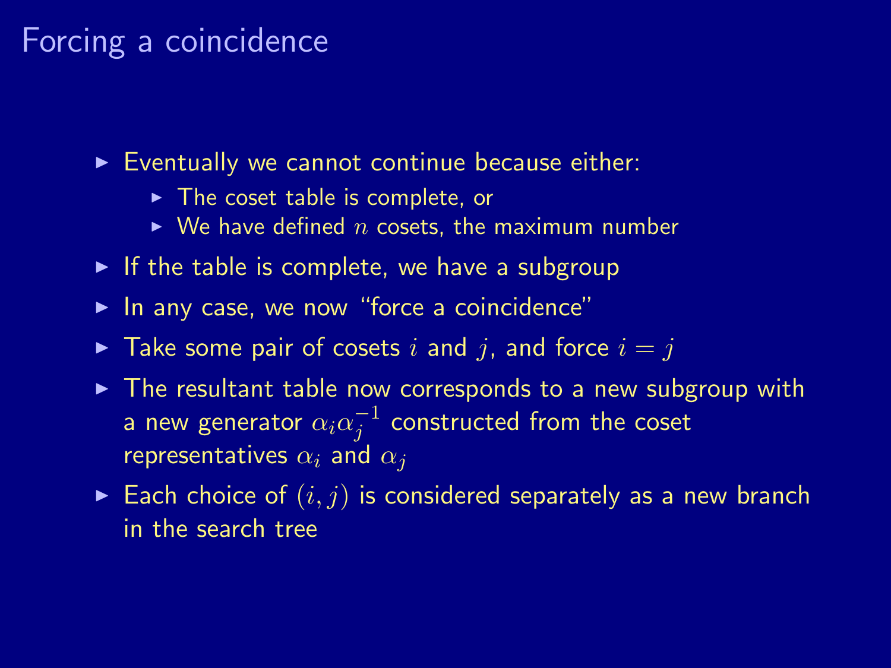# Forcing a coincidence

- Eventually we cannot continue because either:
  - The coset table is complete, or
  - We have defined $n$ cosets, the maximum number
- If the table is complete, we have a subgroup
- In any case, we now "force a coincidence"
- Take some pair of cosets $i$ and $j$, and force $i = j$
- The resultant table now corresponds to a new subgroup with a new generator $\alpha_i \alpha_j^{-1}$ constructed from the coset representatives $\alpha_i$ and $\alpha_j$
- Each choice of $(i, j)$ is considered separately as a new branch in the search tree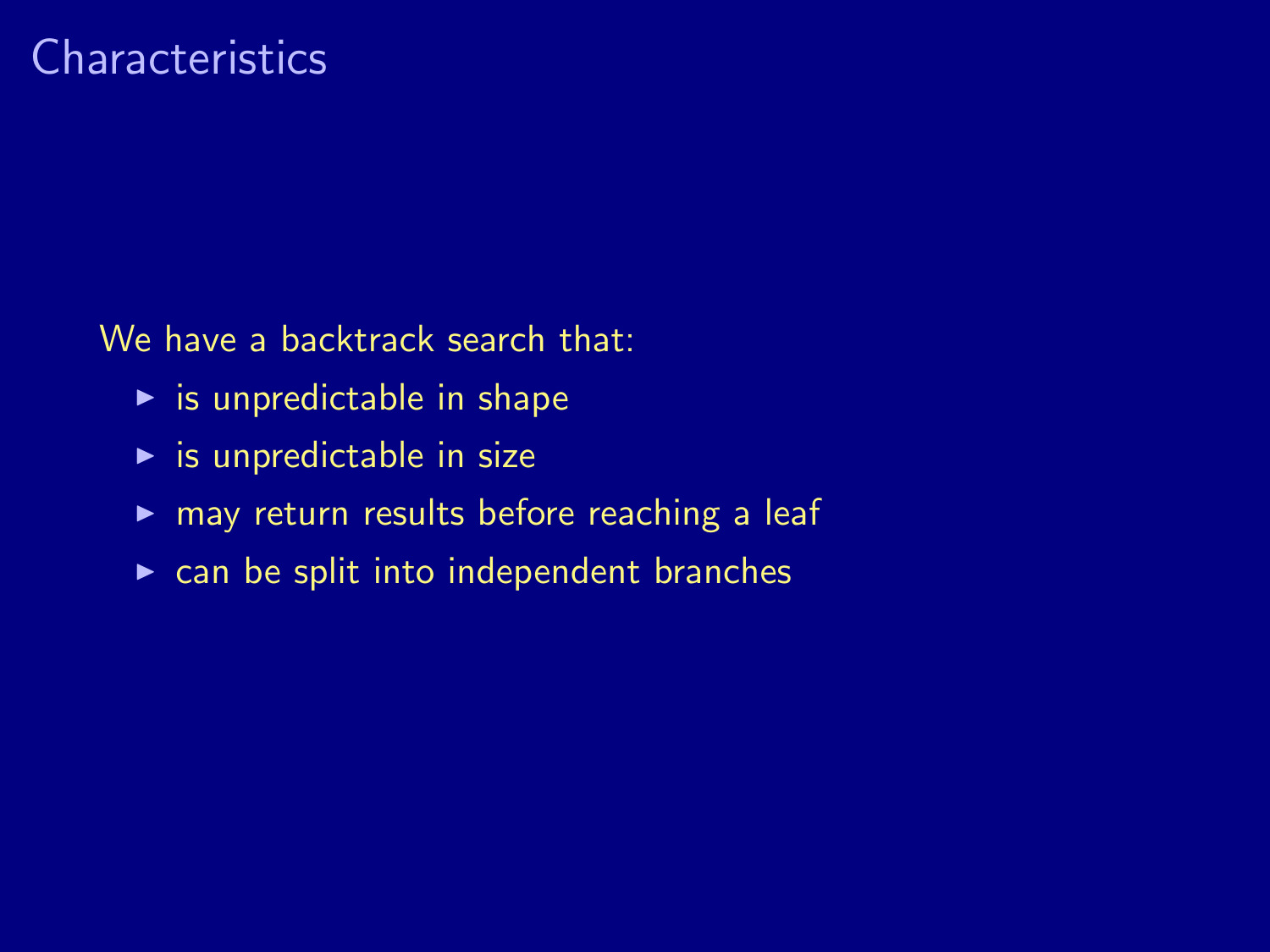# Characteristics

We have a backtrack search that:

- is unpredictable in shape
- is unpredictable in size
- may return results before reaching a leaf
- can be split into independent branches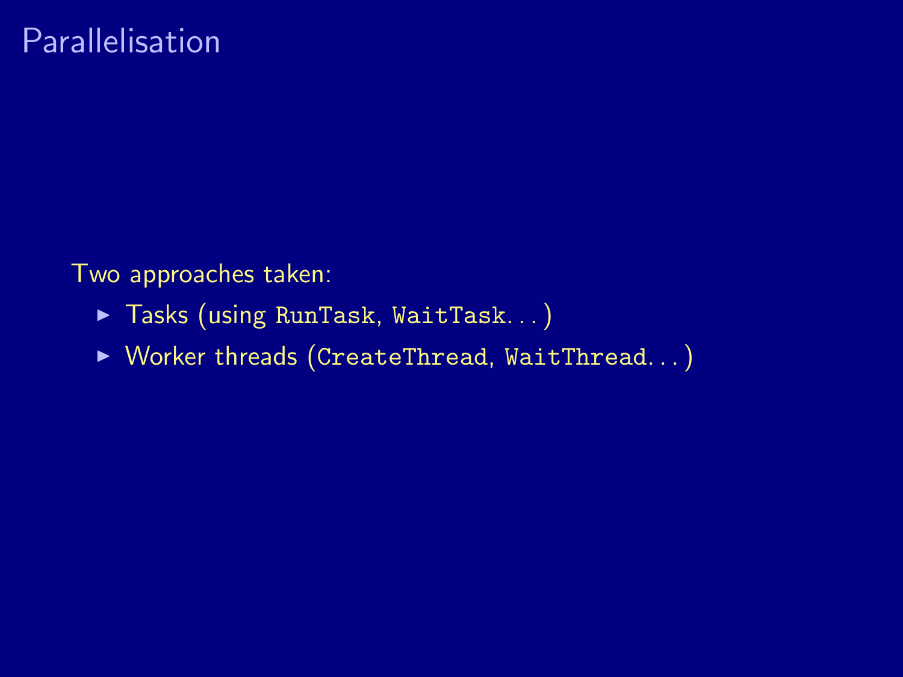# Parallelisation

Two approaches taken:

- Tasks (using `RunTask`, `WaitTask`...)
- Worker threads (`CreateThread`, `WaitThread`...)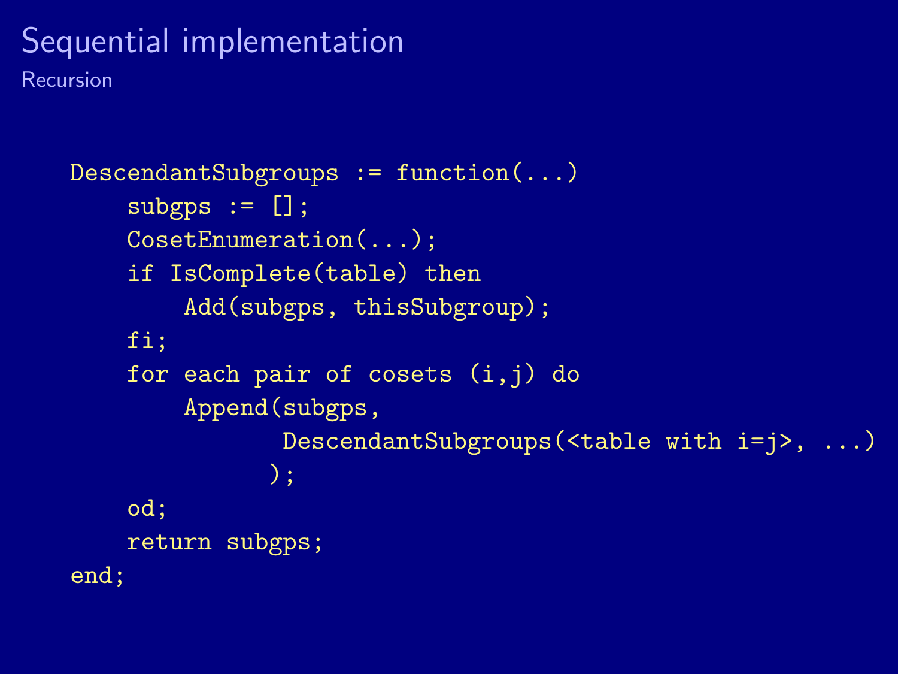# Sequential implementation

## Recursion

```
DescendantSubgroups := function(...)
    subgps := [];
    CosetEnumeration(...);
    if IsComplete(table) then
        Add(subgps, thisSubgroup);
    fi;
    for each pair of cosets (i,j) do
        Append(subgps,
                DescendantSubgroups(<table with i=j>, ...)
               );
    od;
    return subgps;
end;
```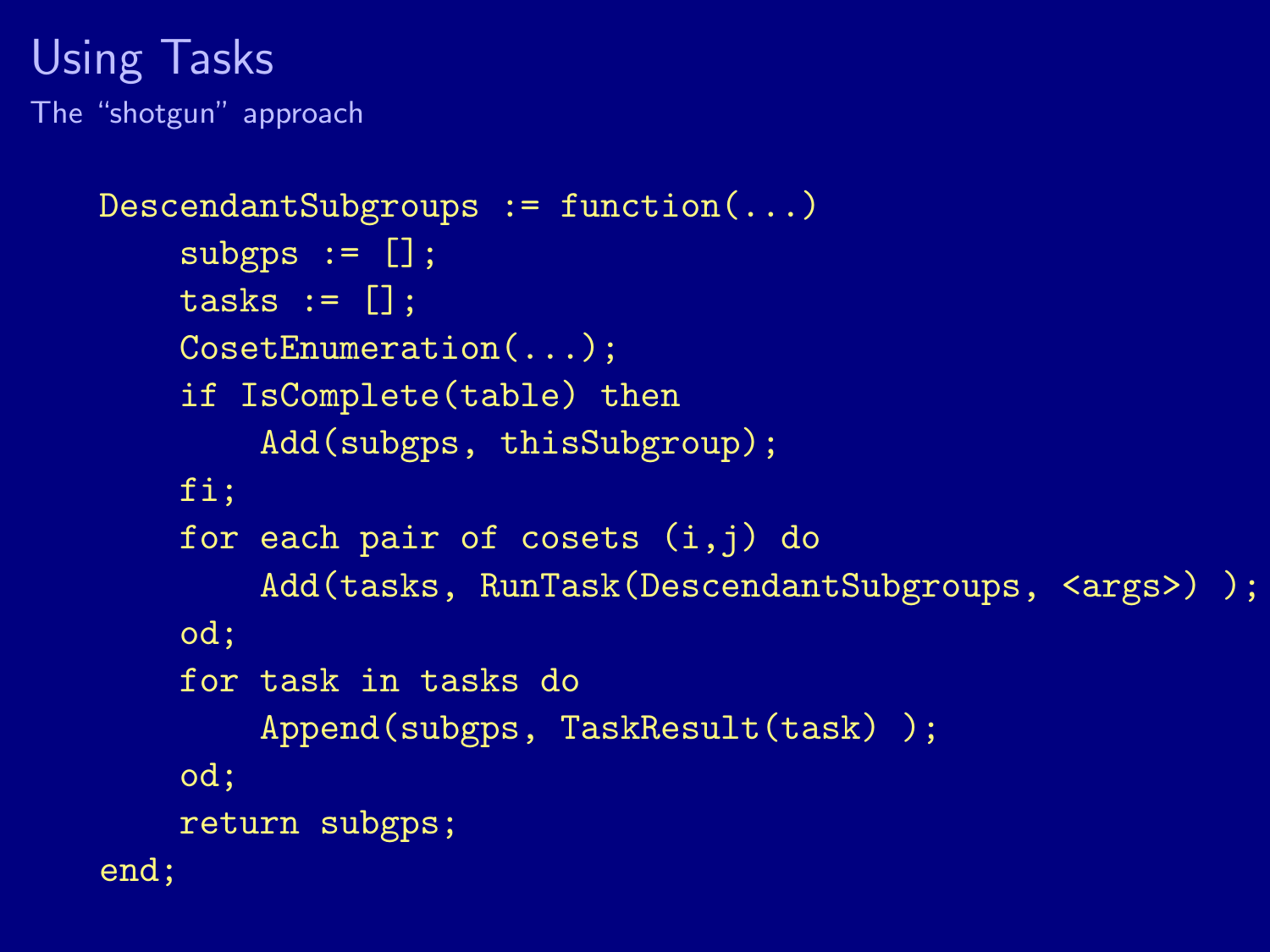# Using Tasks

## The “shotgun” approach

```
DescendantSubgroups := function(...)
    subgps := [];
    tasks := [];
    CosetEnumeration(...);
    if IsComplete(table) then
        Add(subgps, thisSubgroup);
    fi;
    for each pair of cosets (i,j) do
        Add(tasks, RunTask(DescendantSubgroups, <args>) );
    od;
    for task in tasks do
        Append(subgps, TaskResult(task) );
    od;
    return subgps;
end;
```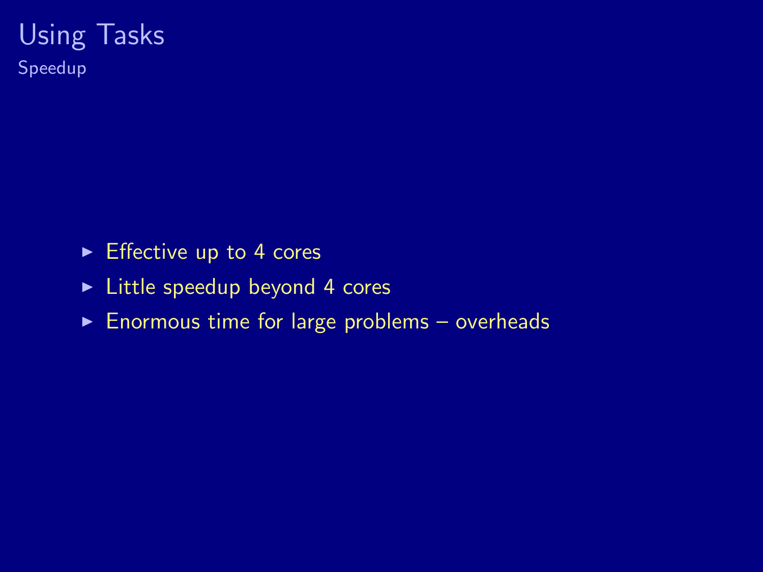# Using Tasks

## Speedup

- Effective up to 4 cores
- Little speedup beyond 4 cores
- Enormous time for large problems – overheads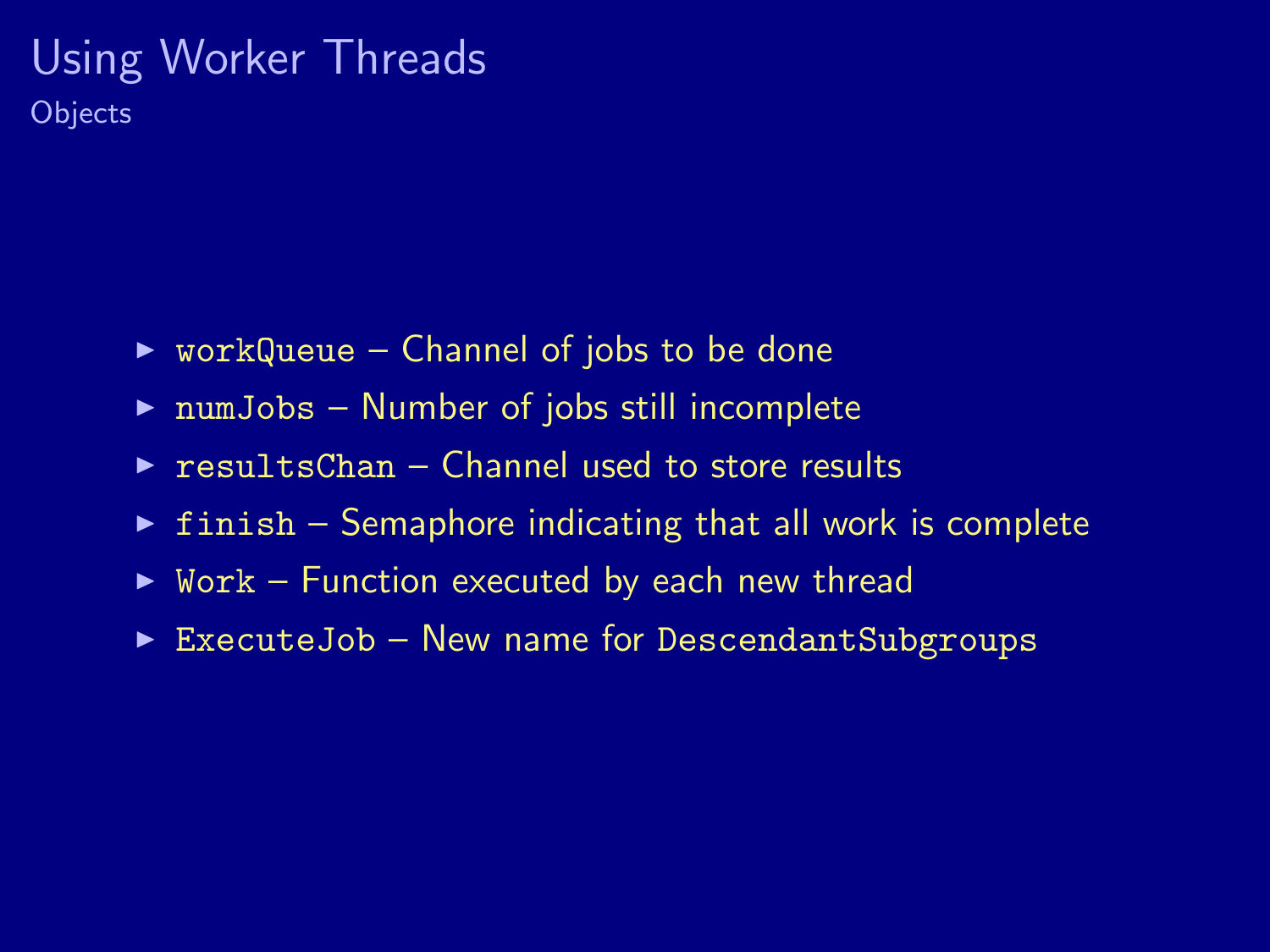# Using Worker Threads

## Objects

- `workQueue` – Channel of jobs to be done
- `numJobs` – Number of jobs still incomplete
- `resultsChan` – Channel used to store results
- `finish` – Semaphore indicating that all work is complete
- `Work` – Function executed by each new thread
- `ExecuteJob` – New name for `DescendantSubgroups`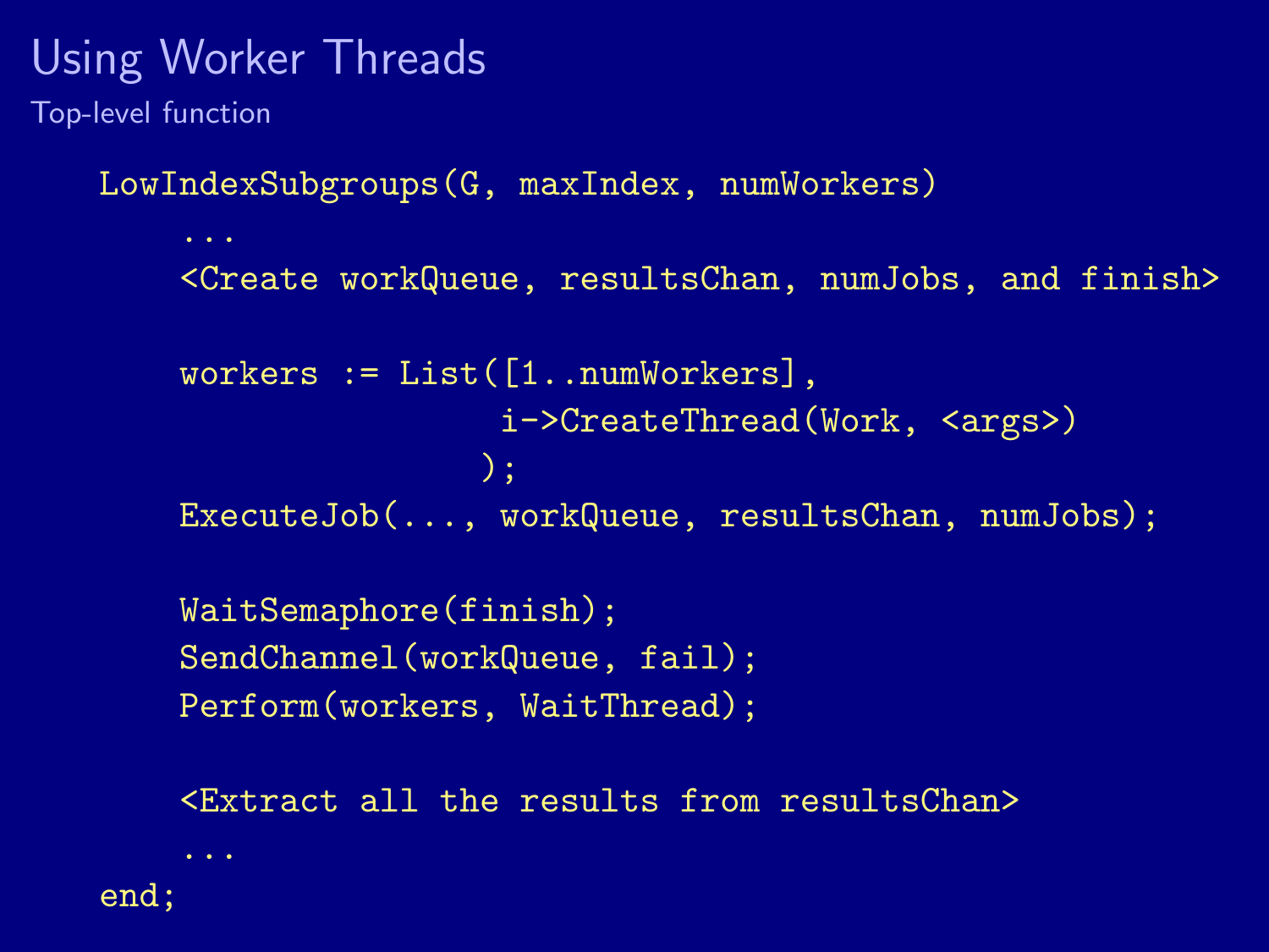# Using Worker Threads

## Top-level function

```
LowIndexSubgroups(G, maxIndex, numWorkers)
    ...
    <Create workQueue, resultsChan, numJobs, and finish>

    workers := List([1..numWorkers],
                    i->CreateThread(Work, <args>)
                   );
    ExecuteJob(..., workQueue, resultsChan, numJobs);

    WaitSemaphore(finish);
    SendChannel(workQueue, fail);
    Perform(workers, WaitThread);

    <Extract all the results from resultsChan>
    ...
end;
```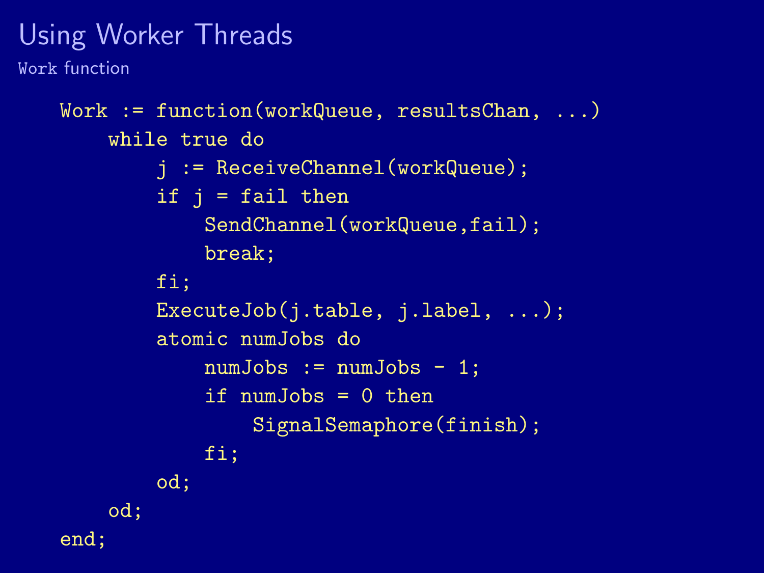# Using Worker Threads

## Work function

```
Work := function(workQueue, resultsChan, ...)
    while true do
        j := ReceiveChannel(workQueue);
        if j = fail then
            SendChannel(workQueue,fail);
            break;
        fi;
        ExecuteJob(j.table, j.label, ...);
        atomic numJobs do
            numJobs := numJobs - 1;
            if numJobs = 0 then
                SignalSemaphore(finish);
            fi;
        od;
    od;
end;
```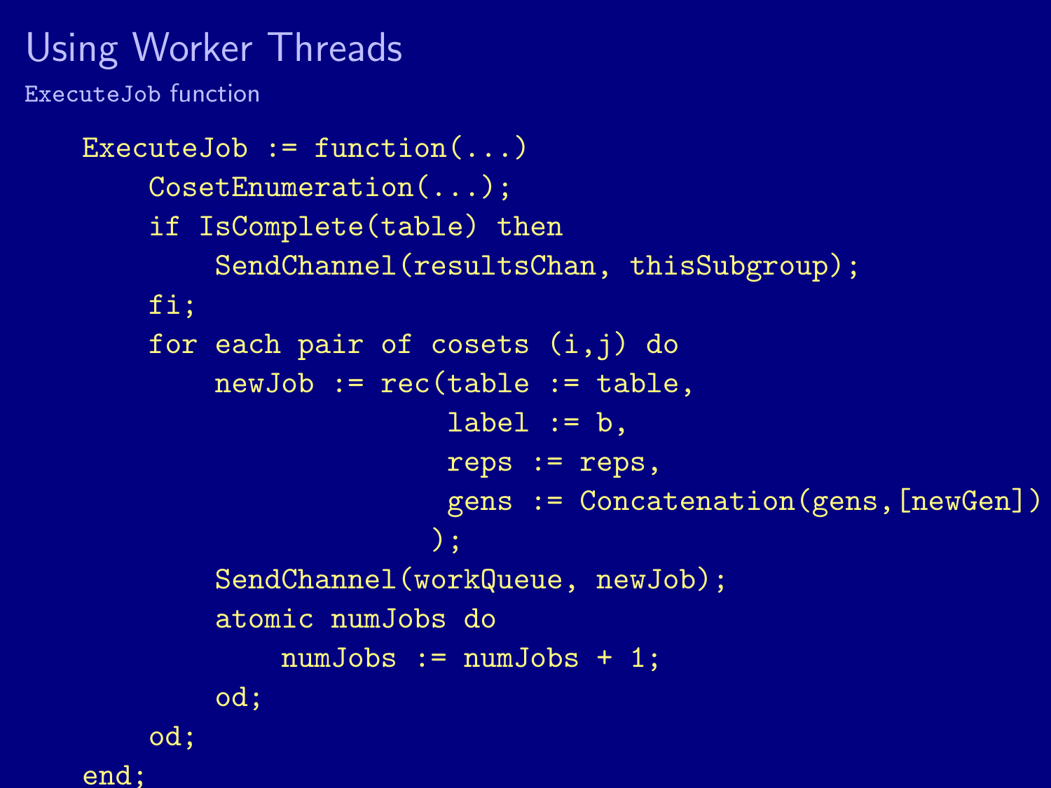# Using Worker Threads

ExecuteJob function

```
ExecuteJob := function(...)
    CosetEnumeration(...);
    if IsComplete(table) then
        SendChannel(resultsChan, thisSubgroup);
    fi;
    for each pair of cosets (i,j) do
        newJob := rec(table := table,
                      label := b,
                      reps := reps,
                      gens := Concatenation(gens,[newGen])
                     );
        SendChannel(workQueue, newJob);
        atomic numJobs do
            numJobs := numJobs + 1;
        od;
    od;
end;
```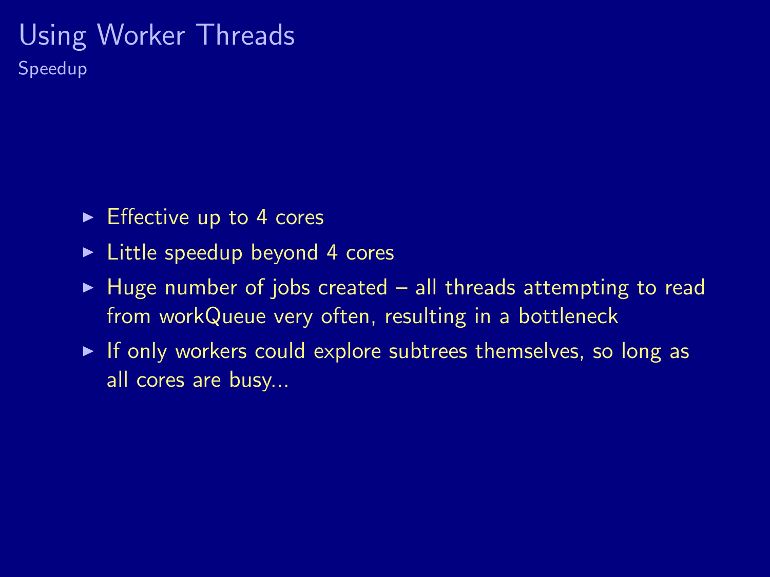# Using Worker Threads

## Speedup

- Effective up to 4 cores
- Little speedup beyond 4 cores
- Huge number of jobs created – all threads attempting to read from workQueue very often, resulting in a bottleneck
- If only workers could explore subtrees themselves, so long as all cores are busy...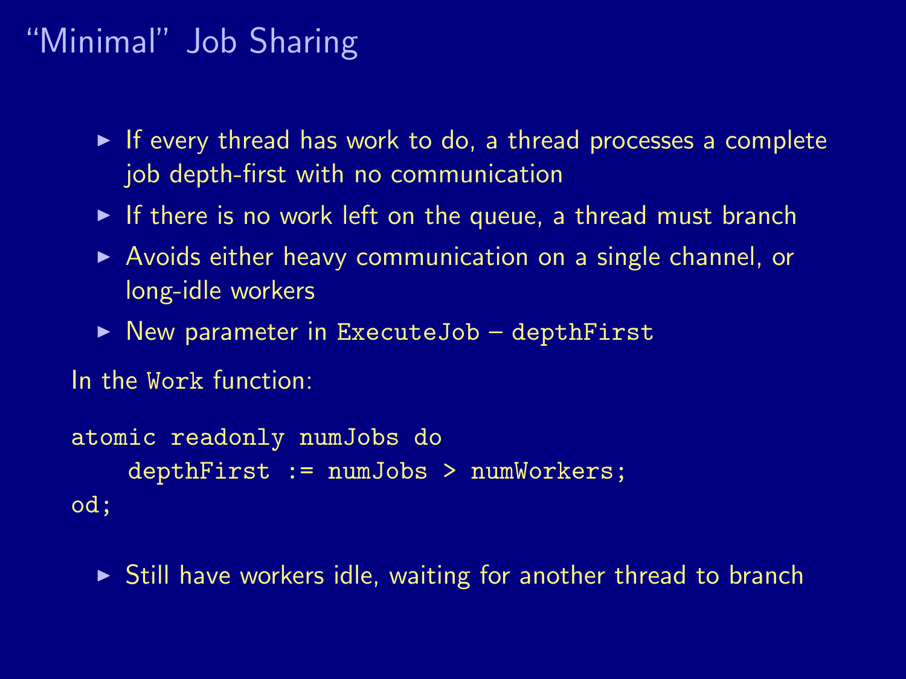# "Minimal" Job Sharing

- If every thread has work to do, a thread processes a complete job depth-first with no communication
- If there is no work left on the queue, a thread must branch
- Avoids either heavy communication on a single channel, or long-idle workers
- New parameter in `ExecuteJob` – `depthFirst`

In the `Work` function:

```
atomic readonly numJobs do
    depthFirst := numJobs > numWorkers;
od;
```

- Still have workers idle, waiting for another thread to branch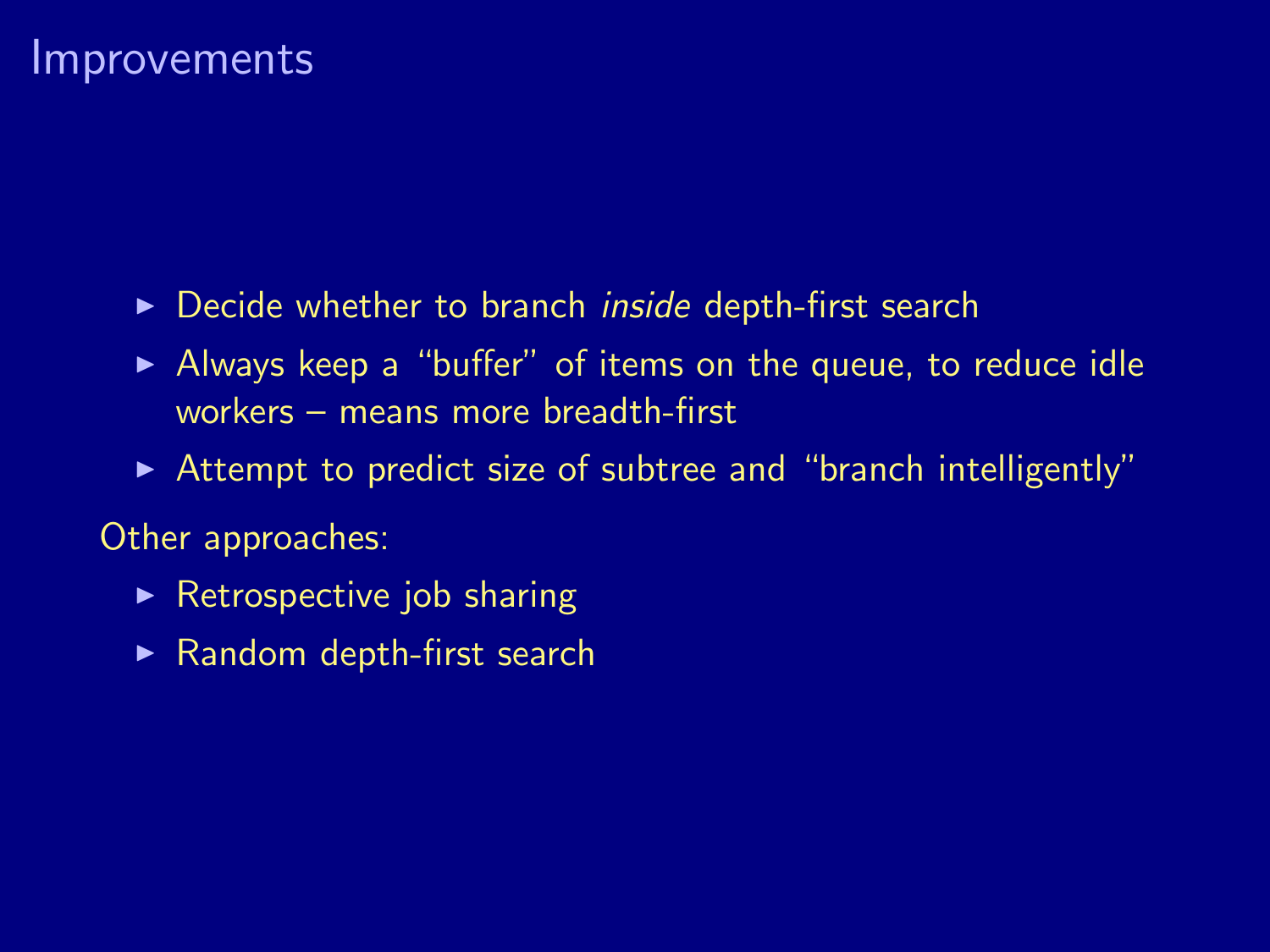# Improvements

- Decide whether to branch *inside* depth-first search
- Always keep a "buffer" of items on the queue, to reduce idle workers – means more breadth-first
- Attempt to predict size of subtree and "branch intelligently"

Other approaches:

- Retrospective job sharing
- Random depth-first search